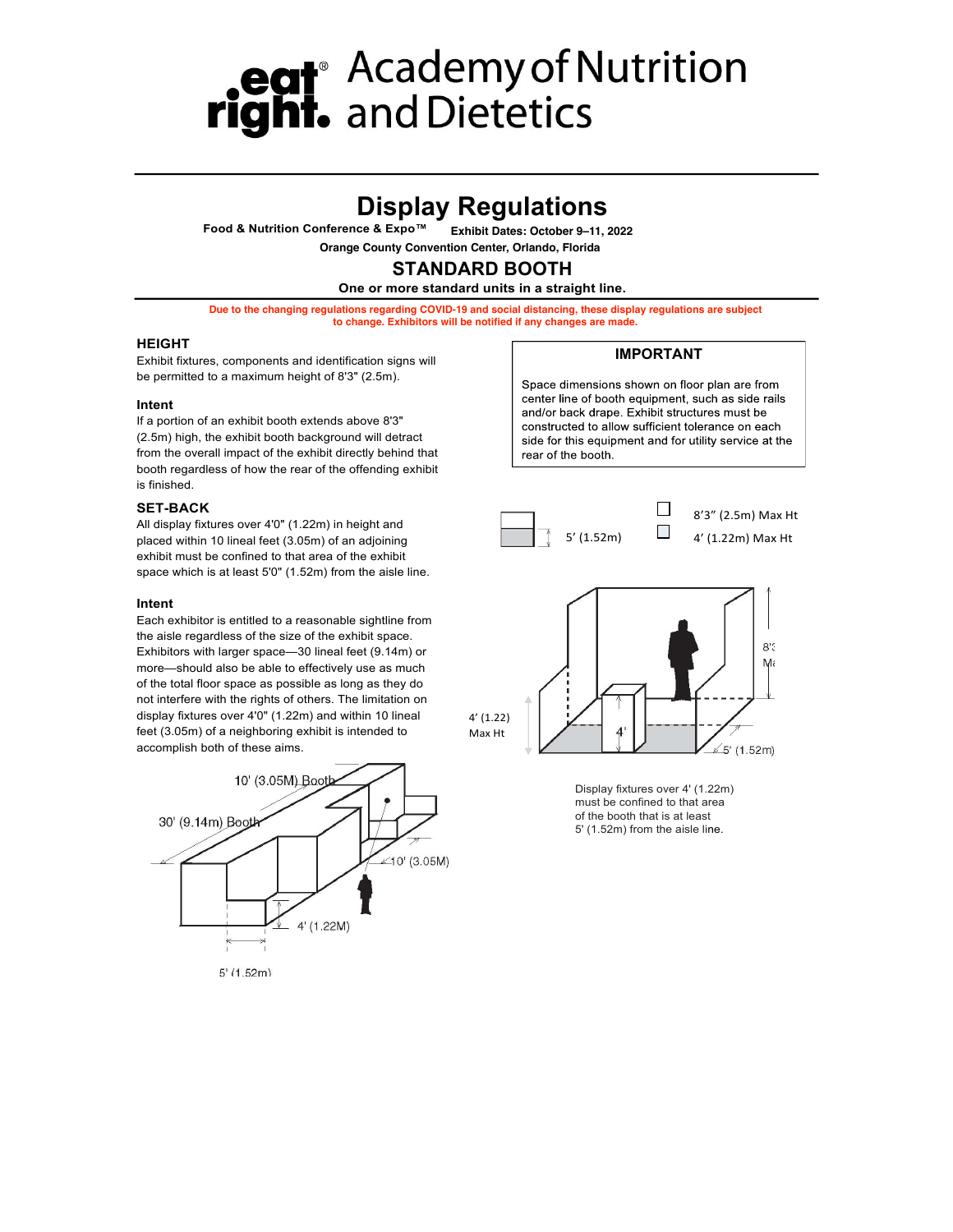# Academy of Nutrition and Dietetics

## Display Regulations

**Food & Nutrition Conference & Expo™** **Exhibit Dates: October 9–11, 2022**

**Orange County Convention Center, Orlando, Florida**

## STANDARD BOOTH

**One or more standard units in a straight line.**

**Due to the changing regulations regarding COVID-19 and social distancing, these display regulations are subject to change. Exhibitors will be notified if any changes are made.**

### HEIGHT

Exhibit fixtures, components and identification signs will be permitted to a maximum height of 8'3" (2.5m).

#### Intent

If a portion of an exhibit booth extends above 8'3" (2.5m) high, the exhibit booth background will detract from the overall impact of the exhibit directly behind that booth regardless of how the rear of the offending exhibit is finished.

### SET-BACK

All display fixtures over 4'0" (1.22m) in height and placed within 10 lineal feet (3.05m) of an adjoining exhibit must be confined to that area of the exhibit space which is at least 5'0" (1.52m) from the aisle line.

#### Intent

Each exhibitor is entitled to a reasonable sightline from the aisle regardless of the size of the exhibit space. Exhibitors with larger space—30 lineal feet (9.14m) or more—should also be able to effectively use as much of the total floor space as possible as long as they do not interfere with the rights of others. The limitation on display fixtures over 4'0" (1.22m) and within 10 lineal feet (3.05m) of a neighboring exhibit is intended to accomplish both of these aims.

### IMPORTANT

Space dimensions shown on floor plan are from center line of booth equipment, such as side rails and/or back drape. Exhibit structures must be constructed to allow sufficient tolerance on each side for this equipment and for utility service at the rear of the booth.

Display fixtures over 4' (1.22m) must be confined to that area of the booth that is at least 5' (1.52m) from the aisle line.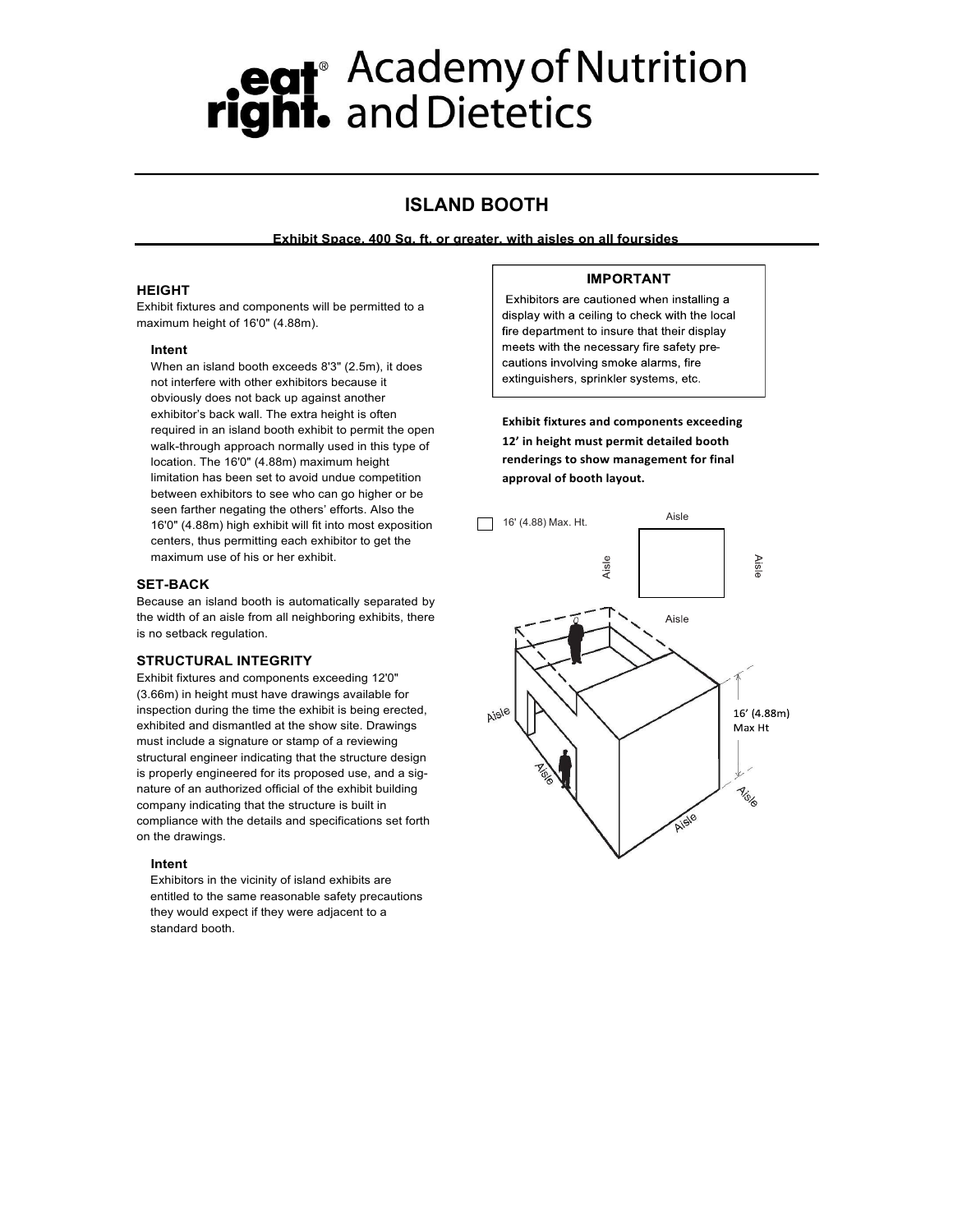# Academy of Nutrition and Dietetics

## ISLAND BOOTH

**Exhibit Space, 400 Sq. ft. or greater, with aisles on all foursides**

### HEIGHT

Exhibit fixtures and components will be permitted to a maximum height of 16'0" (4.88m).

#### Intent

When an island booth exceeds 8'3" (2.5m), it does not interfere with other exhibitors because it obviously does not back up against another exhibitor's back wall. The extra height is often required in an island booth exhibit to permit the open walk-through approach normally used in this type of location. The 16'0" (4.88m) maximum height limitation has been set to avoid undue competition between exhibitors to see who can go higher or be seen farther negating the others' efforts. Also the 16'0" (4.88m) high exhibit will fit into most exposition centers, thus permitting each exhibitor to get the maximum use of his or her exhibit.

### SET-BACK

Because an island booth is automatically separated by the width of an aisle from all neighboring exhibits, there is no setback regulation.

### STRUCTURAL INTEGRITY

Exhibit fixtures and components exceeding 12'0" (3.66m) in height must have drawings available for inspection during the time the exhibit is being erected, exhibited and dismantled at the show site. Drawings must include a signature or stamp of a reviewing structural engineer indicating that the structure design is properly engineered for its proposed use, and a signature of an authorized official of the exhibit building company indicating that the structure is built in compliance with the details and specifications set forth on the drawings.

#### Intent

Exhibitors in the vicinity of island exhibits are entitled to the same reasonable safety precautions they would expect if they were adjacent to a standard booth.

> **IMPORTANT**
>
> Exhibitors are cautioned when installing a display with a ceiling to check with the local fire department to insure that their display meets with the necessary fire safety precautions involving smoke alarms, fire extinguishers, sprinkler systems, etc.

**Exhibit fixtures and components exceeding 12' in height must permit detailed booth renderings to show management for final approval of booth layout.**

16' (4.88) Max. Ht.

Aisle

Aisle

Aisle

Aisle

Aisle

Aisle

Aisle

Aisle

16' (4.88m) Max Ht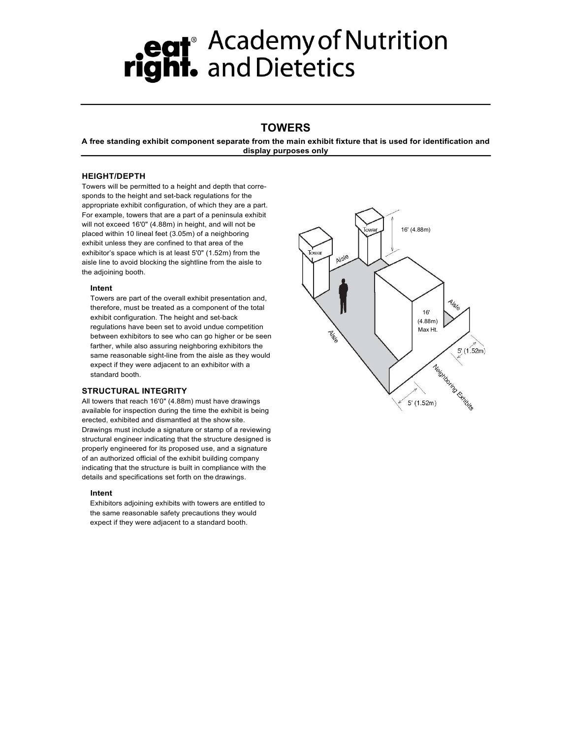# eat right. Academy of Nutrition and Dietetics

## TOWERS

**A free standing exhibit component separate from the main exhibit fixture that is used for identification and display purposes only**

### HEIGHT/DEPTH

Towers will be permitted to a height and depth that corresponds to the height and set-back regulations for the appropriate exhibit configuration, of which they are a part. For example, towers that are a part of a peninsula exhibit will not exceed 16'0" (4.88m) in height, and will not be placed within 10 lineal feet (3.05m) of a neighboring exhibit unless they are confined to that area of the exhibitor's space which is at least 5'0" (1.52m) from the aisle line to avoid blocking the sightline from the aisle to the adjoining booth.

**Intent**

Towers are part of the overall exhibit presentation and, therefore, must be treated as a component of the total exhibit configuration. The height and set-back regulations have been set to avoid undue competition between exhibitors to see who can go higher or be seen farther, while also assuring neighboring exhibitors the same reasonable sight-line from the aisle as they would expect if they were adjacent to an exhibitor with a standard booth.

### STRUCTURAL INTEGRITY

All towers that reach 16'0" (4.88m) must have drawings available for inspection during the time the exhibit is being erected, exhibited and dismantled at the show site. Drawings must include a signature or stamp of a reviewing structural engineer indicating that the structure designed is properly engineered for its proposed use, and a signature of an authorized official of the exhibit building company indicating that the structure is built in compliance with the details and specifications set forth on the drawings.

**Intent**

Exhibitors adjoining exhibits with towers are entitled to the same reasonable safety precautions they would expect if they were adjacent to a standard booth.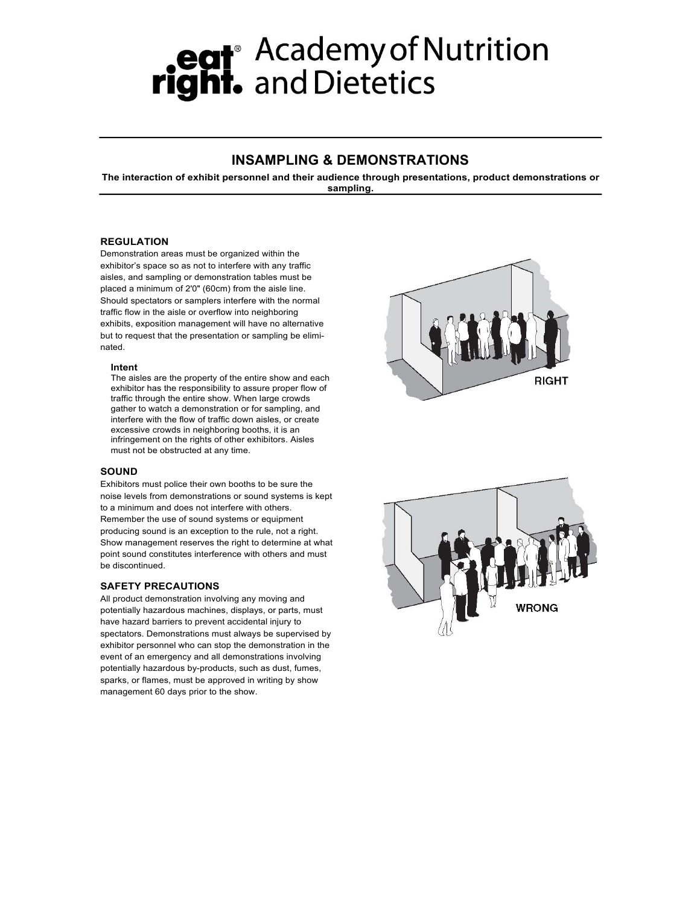# eat right. Academy of Nutrition and Dietetics

## INSAMPLING & DEMONSTRATIONS

**The interaction of exhibit personnel and their audience through presentations, product demonstrations or sampling.**

### REGULATION

Demonstration areas must be organized within the exhibitor's space so as not to interfere with any traffic aisles, and sampling or demonstration tables must be placed a minimum of 2'0" (60cm) from the aisle line. Should spectators or samplers interfere with the normal traffic flow in the aisle or overflow into neighboring exhibits, exposition management will have no alternative but to request that the presentation or sampling be eliminated.

#### Intent

The aisles are the property of the entire show and each exhibitor has the responsibility to assure proper flow of traffic through the entire show. When large crowds gather to watch a demonstration or for sampling, and interfere with the flow of traffic down aisles, or create excessive crowds in neighboring booths, it is an infringement on the rights of other exhibitors. Aisles must not be obstructed at any time.

RIGHT

### SOUND

Exhibitors must police their own booths to be sure the noise levels from demonstrations or sound systems is kept to a minimum and does not interfere with others. Remember the use of sound systems or equipment producing sound is an exception to the rule, not a right. Show management reserves the right to determine at what point sound constitutes interference with others and must be discontinued.

WRONG

### SAFETY PRECAUTIONS

All product demonstration involving any moving and potentially hazardous machines, displays, or parts, must have hazard barriers to prevent accidental injury to spectators. Demonstrations must always be supervised by exhibitor personnel who can stop the demonstration in the event of an emergency and all demonstrations involving potentially hazardous by-products, such as dust, fumes, sparks, or flames, must be approved in writing by show management 60 days prior to the show.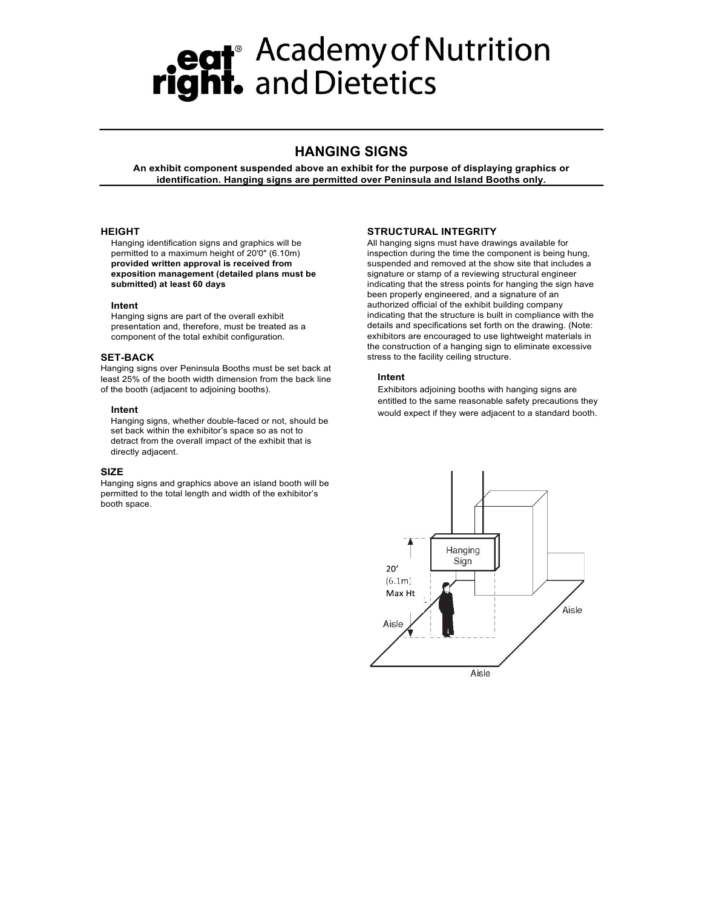# HANGING SIGNS

**An exhibit component suspended above an exhibit for the purpose of displaying graphics or identification. Hanging signs are permitted over Peninsula and Island Booths only.**

### HEIGHT

Hanging identification signs and graphics will be permitted to a maximum height of 20'0" (6.10m) **provided written approval is received from exposition management (detailed plans must be submitted) at least 60 days**

#### Intent

Hanging signs are part of the overall exhibit presentation and, therefore, must be treated as a component of the total exhibit configuration.

### SET-BACK

Hanging signs over Peninsula Booths must be set back at least 25% of the booth width dimension from the back line of the booth (adjacent to adjoining booths).

#### Intent

Hanging signs, whether double-faced or not, should be set back within the exhibitor's space so as not to detract from the overall impact of the exhibit that is directly adjacent.

### SIZE

Hanging signs and graphics above an island booth will be permitted to the total length and width of the exhibitor's booth space.

### STRUCTURAL INTEGRITY

All hanging signs must have drawings available for inspection during the time the component is being hung, suspended and removed at the show site that includes a signature or stamp of a reviewing structural engineer indicating that the stress points for hanging the sign have been properly engineered, and a signature of an authorized official of the exhibit building company indicating that the structure is built in compliance with the details and specifications set forth on the drawing. (Note: exhibitors are encouraged to use lightweight materials in the construction of a hanging sign to eliminate excessive stress to the facility ceiling structure.

#### Intent

Exhibitors adjoining booths with hanging signs are entitled to the same reasonable safety precautions they would expect if they were adjacent to a standard booth.

Hanging Sign

20'
(6.1m)
Max Ht

Aisle

Aisle

Aisle